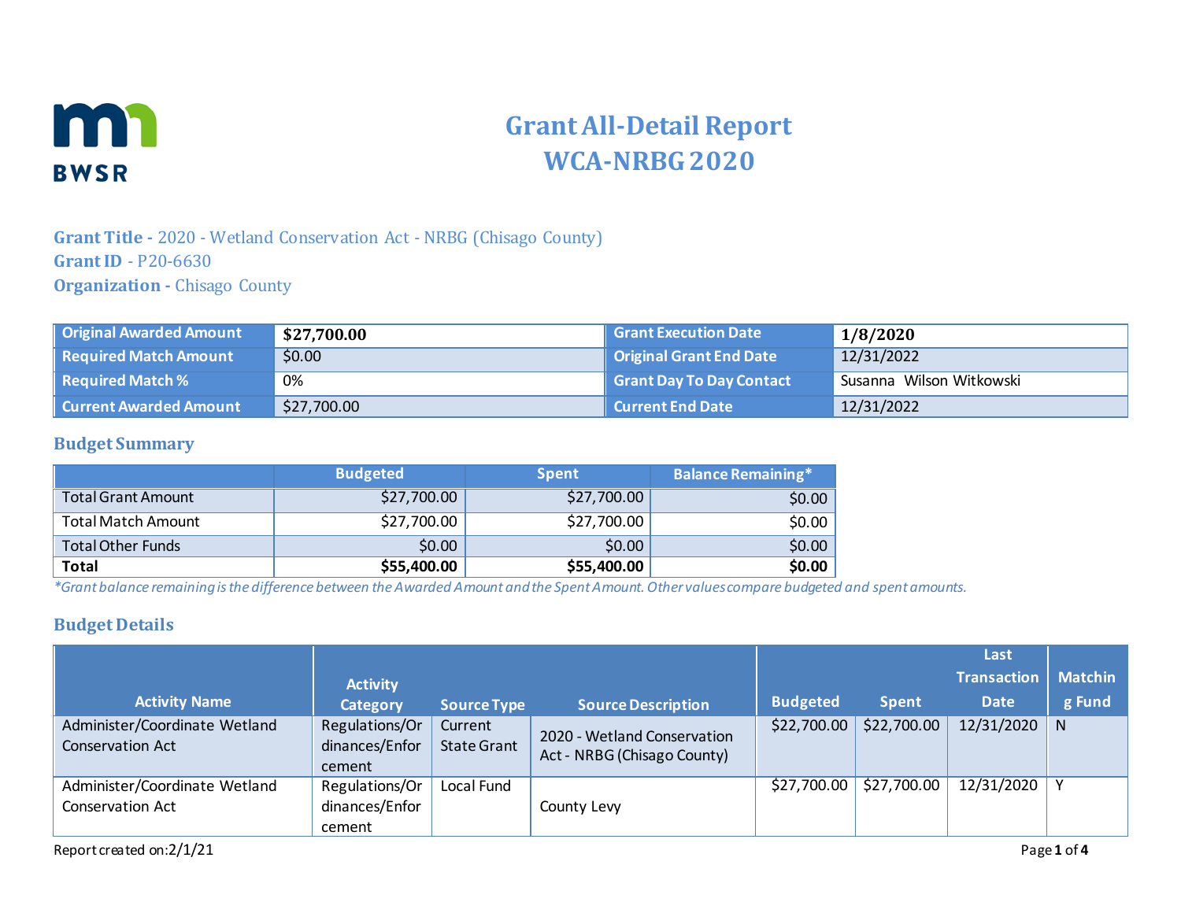# Grant All-Detail Report
# WCA-NRBG 2020

**Grant Title -** 2020 - Wetland Conservation Act - NRBG (Chisago County)
**Grant ID** - P20-6630
**Organization -** Chisago County

| | | | |
|---|---|---|---|
| **Original Awarded Amount** | **$27,700.00** | **Grant Execution Date** | **1/8/2020** |
| **Required Match Amount** | $0.00 | **Original Grant End Date** | 12/31/2022 |
| **Required Match %** | 0% | **Grant Day To Day Contact** | Susanna Wilson Witkowski |
| **Current Awarded Amount** | $27,700.00 | **Current End Date** | 12/31/2022 |

## Budget Summary

| | Budgeted | Spent | Balance Remaining* |
|---|---|---|---|
| Total Grant Amount | $27,700.00 | $27,700.00 | $0.00 |
| Total Match Amount | $27,700.00 | $27,700.00 | $0.00 |
| Total Other Funds | $0.00 | $0.00 | $0.00 |
| **Total** | **$55,400.00** | **$55,400.00** | **$0.00** |

*\*Grant balance remaining is the difference between the Awarded Amount and the Spent Amount. Other values compare budgeted and spent amounts.*

## Budget Details

| Activity Name | Activity Category | Source Type | Source Description | Budgeted | Spent | Last Transaction Date | Matching Fund |
|---|---|---|---|---|---|---|---|
| Administer/Coordinate Wetland Conservation Act | Regulations/Ordinances/Enforcement | Current State Grant | 2020 - Wetland Conservation Act - NRBG (Chisago County) | $22,700.00 | $22,700.00 | 12/31/2020 | N |
| Administer/Coordinate Wetland Conservation Act | Regulations/Ordinances/Enforcement | Local Fund | County Levy | $27,700.00 | $27,700.00 | 12/31/2020 | Y |

Report created on:2/1/21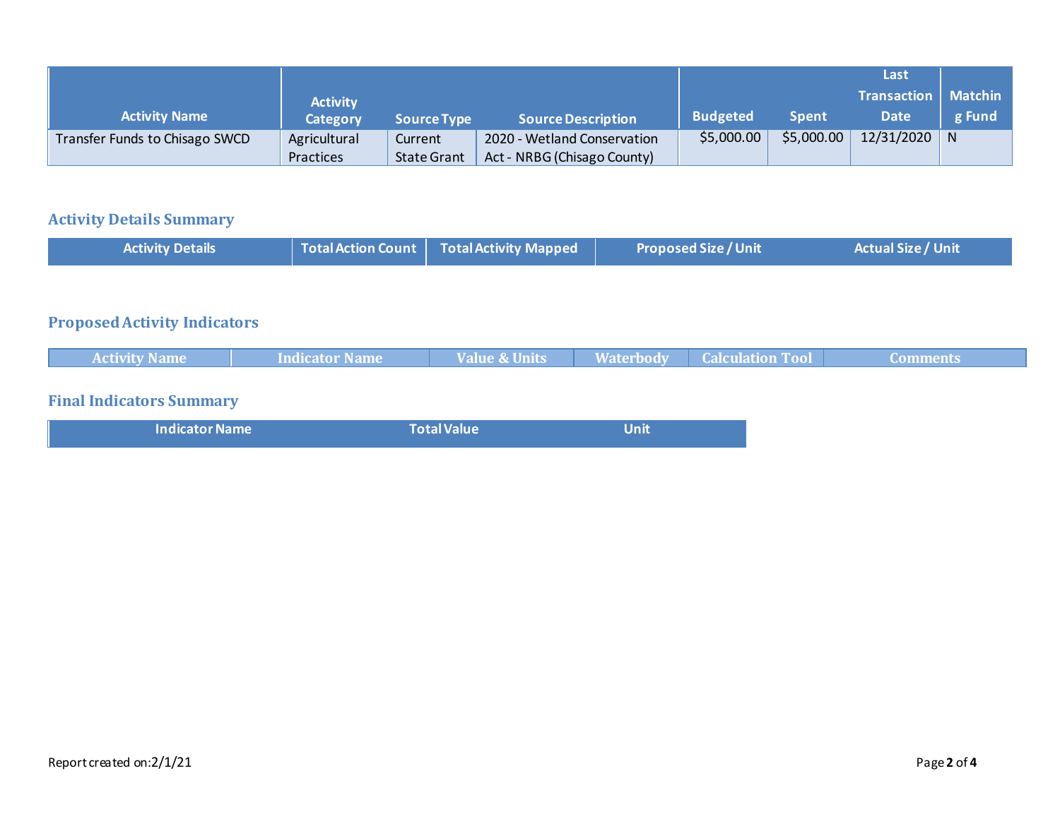| Activity Name | Activity Category | Source Type | Source Description | Budgeted | Spent | Last Transaction Date | Matching Fund |
|---|---|---|---|---|---|---|---|
| Transfer Funds to Chisago SWCD | Agricultural Practices | Current State Grant | 2020 - Wetland Conservation Act - NRBG (Chisago County) | $5,000.00 | $5,000.00 | 12/31/2020 | N |

## Activity Details Summary

| Activity Details | Total Action Count | Total Activity Mapped | Proposed Size / Unit | Actual Size / Unit |
|---|---|---|---|---|

## Proposed Activity Indicators

| Activity Name | Indicator Name | Value & Units | Waterbody | Calculation Tool | Comments |
|---|---|---|---|---|---|

## Final Indicators Summary

| Indicator Name | Total Value | Unit |
|---|---|---|

Report created on:2/1/21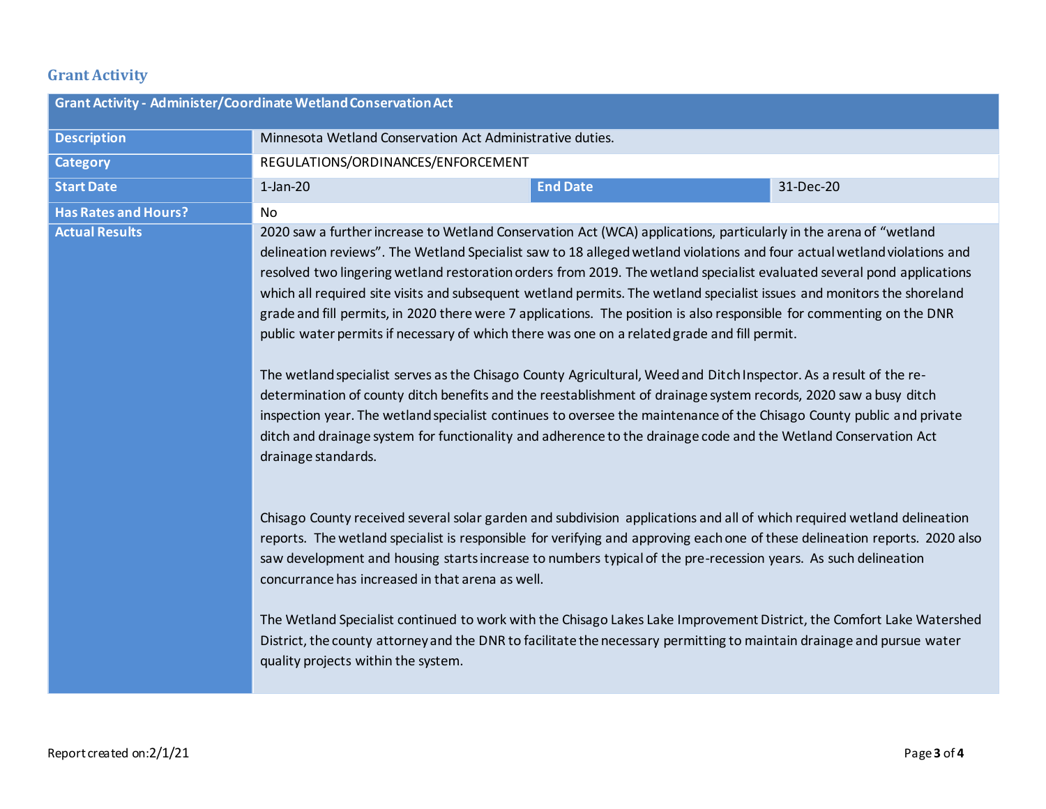## Grant Activity

| Grant Activity - Administer/Coordinate Wetland Conservation Act | | | |
|---|---|---|---|
| **Description** | Minnesota Wetland Conservation Act Administrative duties. | | |
| **Category** | REGULATIONS/ORDINANCES/ENFORCEMENT | | |
| **Start Date** | 1-Jan-20 | **End Date** | 31-Dec-20 |
| **Has Rates and Hours?** | No | | |
| **Actual Results** | 2020 saw a further increase to Wetland Conservation Act (WCA) applications, particularly in the arena of "wetland delineation reviews". The Wetland Specialist saw to 18 alleged wetland violations and four actual wetland violations and resolved two lingering wetland restoration orders from 2019. The wetland specialist evaluated several pond applications which all required site visits and subsequent wetland permits. The wetland specialist issues and monitors the shoreland grade and fill permits, in 2020 there were 7 applications. The position is also responsible for commenting on the DNR public water permits if necessary of which there was one on a related grade and fill permit.<br><br>The wetland specialist serves as the Chisago County Agricultural, Weed and Ditch Inspector. As a result of the re-determination of county ditch benefits and the reestablishment of drainage system records, 2020 saw a busy ditch inspection year. The wetland specialist continues to oversee the maintenance of the Chisago County public and private ditch and drainage system for functionality and adherence to the drainage code and the Wetland Conservation Act drainage standards.<br><br>Chisago County received several solar garden and subdivision applications and all of which required wetland delineation reports. The wetland specialist is responsible for verifying and approving each one of these delineation reports. 2020 also saw development and housing starts increase to numbers typical of the pre-recession years. As such delineation concurrance has increased in that arena as well.<br><br>The Wetland Specialist continued to work with the Chisago Lakes Lake Improvement District, the Comfort Lake Watershed District, the county attorney and the DNR to facilitate the necessary permitting to maintain drainage and pursue water quality projects within the system. | | |

Report created on:2/1/21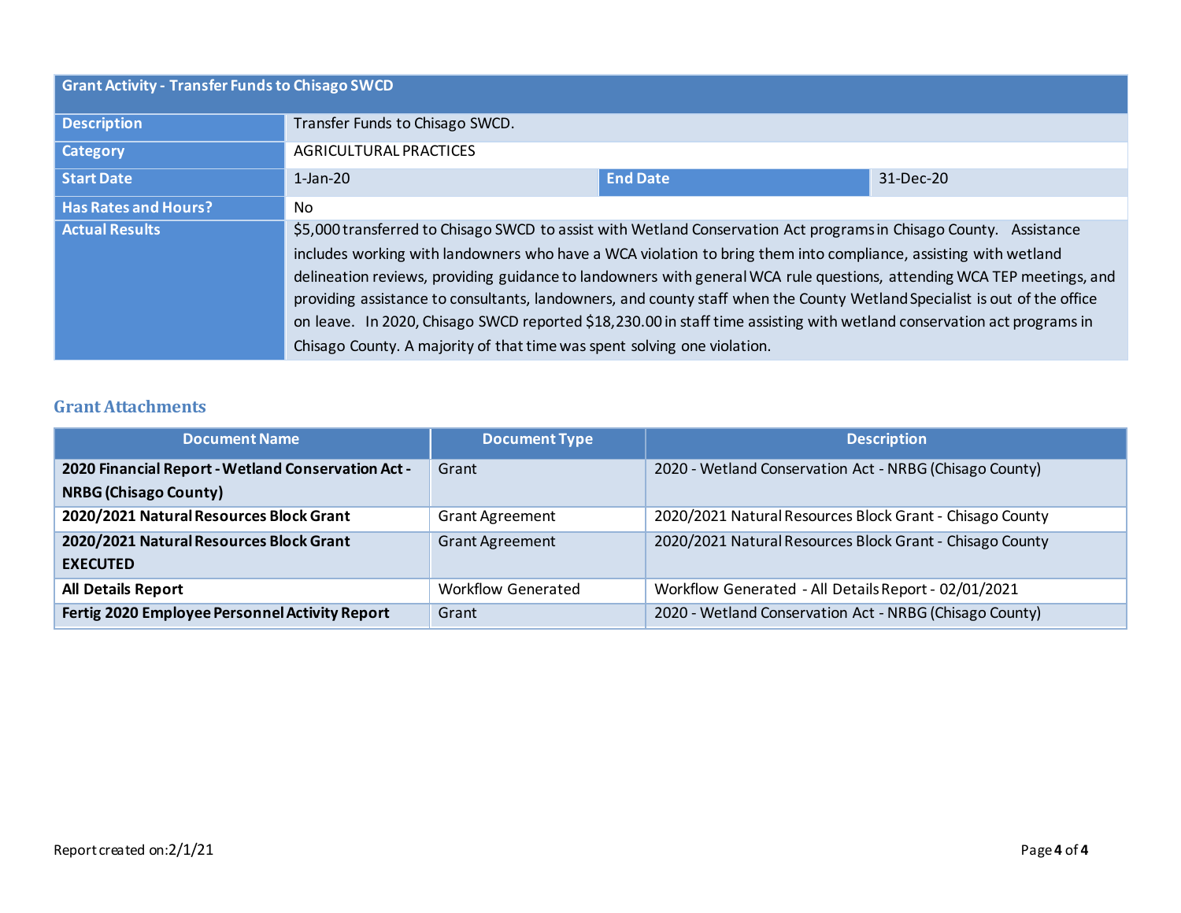| Grant Activity - Transfer Funds to Chisago SWCD | | | |
|---|---|---|---|
| **Description** | Transfer Funds to Chisago SWCD. | | |
| **Category** | AGRICULTURAL PRACTICES | | |
| **Start Date** | 1-Jan-20 | **End Date** | 31-Dec-20 |
| **Has Rates and Hours?** | No | | |
| **Actual Results** | $5,000 transferred to Chisago SWCD to assist with Wetland Conservation Act programs in Chisago County. Assistance includes working with landowners who have a WCA violation to bring them into compliance, assisting with wetland delineation reviews, providing guidance to landowners with general WCA rule questions, attending WCA TEP meetings, and providing assistance to consultants, landowners, and county staff when the County Wetland Specialist is out of the office on leave. In 2020, Chisago SWCD reported $18,230.00 in staff time assisting with wetland conservation act programs in Chisago County. A majority of that time was spent solving one violation. | | |

## Grant Attachments

| Document Name | Document Type | Description |
|---|---|---|
| **2020 Financial Report - Wetland Conservation Act - NRBG (Chisago County)** | Grant | 2020 - Wetland Conservation Act - NRBG (Chisago County) |
| **2020/2021 Natural Resources Block Grant** | Grant Agreement | 2020/2021 Natural Resources Block Grant - Chisago County |
| **2020/2021 Natural Resources Block Grant EXECUTED** | Grant Agreement | 2020/2021 Natural Resources Block Grant - Chisago County |
| **All Details Report** | Workflow Generated | Workflow Generated - All Details Report - 02/01/2021 |
| **Fertig 2020 Employee Personnel Activity Report** | Grant | 2020 - Wetland Conservation Act - NRBG (Chisago County) |

Report created on: 2/1/21